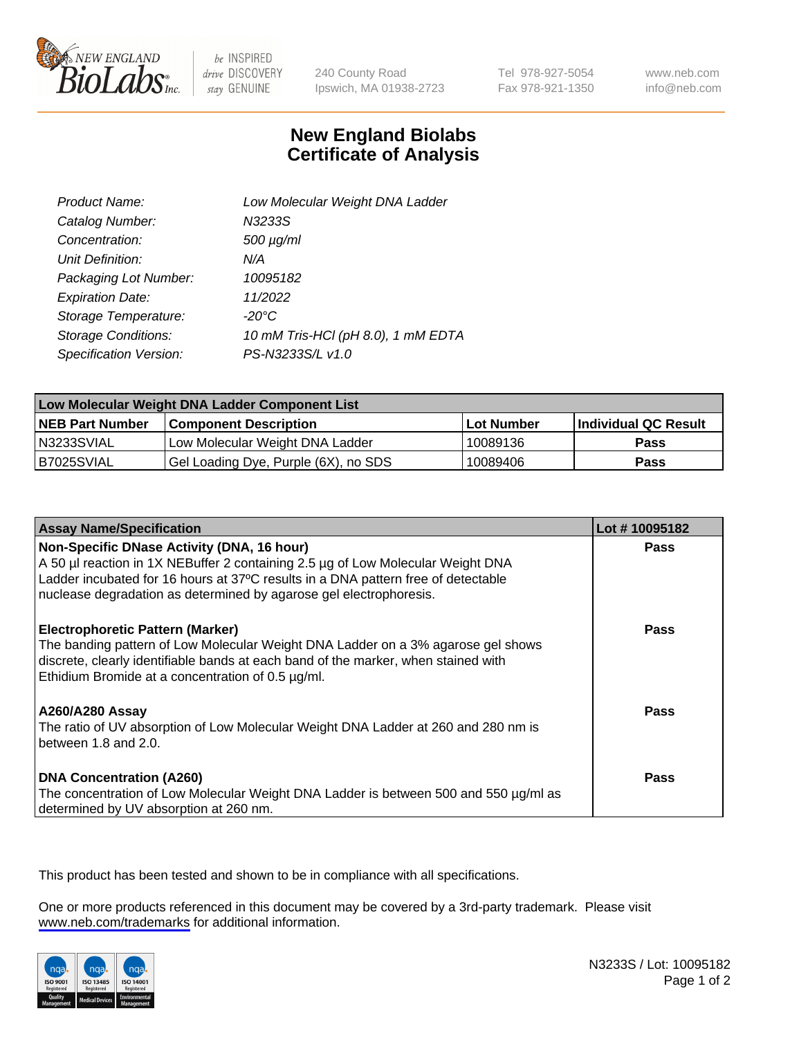# New England Biolabs Certificate of Analysis

| | |
|---|---|
| *Product Name:* | *Low Molecular Weight DNA Ladder* |
| *Catalog Number:* | *N3233S* |
| *Concentration:* | *500 µg/ml* |
| *Unit Definition:* | *N/A* |
| *Packaging Lot Number:* | *10095182* |
| *Expiration Date:* | *11/2022* |
| *Storage Temperature:* | *-20°C* |
| *Storage Conditions:* | *10 mM Tris-HCl (pH 8.0), 1 mM EDTA* |
| *Specification Version:* | *PS-N3233S/L v1.0* |

| Low Molecular Weight DNA Ladder Component List | | | |
|---|---|---|---|
| **NEB Part Number** | **Component Description** | **Lot Number** | **Individual QC Result** |
| N3233SVIAL | Low Molecular Weight DNA Ladder | 10089136 | **Pass** |
| B7025SVIAL | Gel Loading Dye, Purple (6X), no SDS | 10089406 | **Pass** |

| Assay Name/Specification | Lot # 10095182 |
|---|---|
| **Non-Specific DNase Activity (DNA, 16 hour)** A 50 µl reaction in 1X NEBuffer 2 containing 2.5 µg of Low Molecular Weight DNA Ladder incubated for 16 hours at 37ºC results in a DNA pattern free of detectable nuclease degradation as determined by agarose gel electrophoresis. | **Pass** |
| **Electrophoretic Pattern (Marker)** The banding pattern of Low Molecular Weight DNA Ladder on a 3% agarose gel shows discrete, clearly identifiable bands at each band of the marker, when stained with Ethidium Bromide at a concentration of 0.5 µg/ml. | **Pass** |
| **A260/A280 Assay** The ratio of UV absorption of Low Molecular Weight DNA Ladder at 260 and 280 nm is between 1.8 and 2.0. | **Pass** |
| **DNA Concentration (A260)** The concentration of Low Molecular Weight DNA Ladder is between 500 and 550 µg/ml as determined by UV absorption at 260 nm. | **Pass** |

This product has been tested and shown to be in compliance with all specifications.

One or more products referenced in this document may be covered by a 3rd-party trademark. Please visit www.neb.com/trademarks for additional information.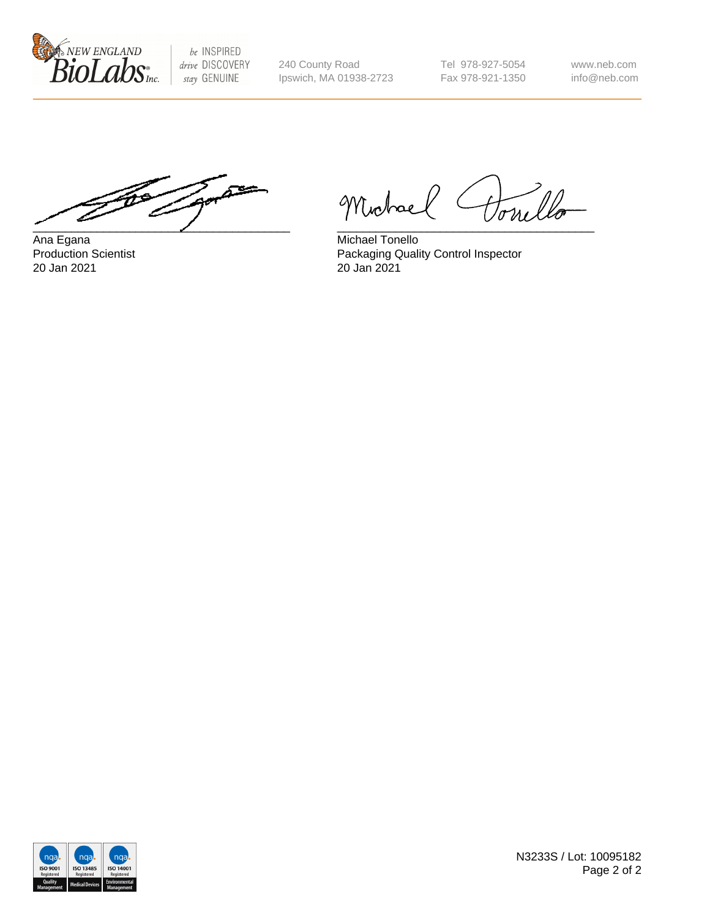240 County Road
Ipswich, MA 01938-2723

Tel 978-927-5054
Fax 978-921-1350

www.neb.com
info@neb.com

Ana Egana
Production Scientist
20 Jan 2021

Michael Tonello
Packaging Quality Control Inspector
20 Jan 2021

N3233S / Lot: 10095182